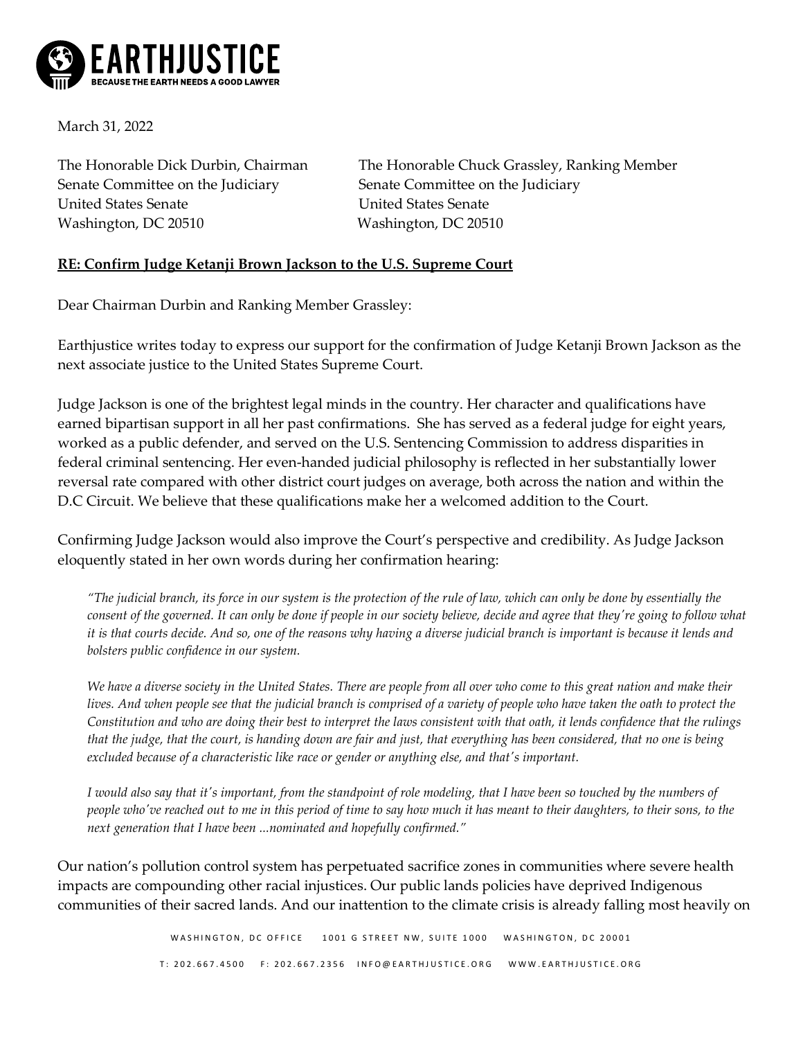**EARTHJUSTICE**
BECAUSE THE EARTH NEEDS A GOOD LAWYER

March 31, 2022

The Honorable Dick Durbin, Chairman
Senate Committee on the Judiciary
United States Senate
Washington, DC 20510

The Honorable Chuck Grassley, Ranking Member
Senate Committee on the Judiciary
United States Senate
Washington, DC 20510

**RE: Confirm Judge Ketanji Brown Jackson to the U.S. Supreme Court**

Dear Chairman Durbin and Ranking Member Grassley:

Earthjustice writes today to express our support for the confirmation of Judge Ketanji Brown Jackson as the next associate justice to the United States Supreme Court.

Judge Jackson is one of the brightest legal minds in the country. Her character and qualifications have earned bipartisan support in all her past confirmations. She has served as a federal judge for eight years, worked as a public defender, and served on the U.S. Sentencing Commission to address disparities in federal criminal sentencing. Her even-handed judicial philosophy is reflected in her substantially lower reversal rate compared with other district court judges on average, both across the nation and within the D.C Circuit. We believe that these qualifications make her a welcomed addition to the Court.

Confirming Judge Jackson would also improve the Court's perspective and credibility. As Judge Jackson eloquently stated in her own words during her confirmation hearing:

> *"The judicial branch, its force in our system is the protection of the rule of law, which can only be done by essentially the consent of the governed. It can only be done if people in our society believe, decide and agree that they're going to follow what it is that courts decide. And so, one of the reasons why having a diverse judicial branch is important is because it lends and bolsters public confidence in our system.*
>
> *We have a diverse society in the United States. There are people from all over who come to this great nation and make their lives. And when people see that the judicial branch is comprised of a variety of people who have taken the oath to protect the Constitution and who are doing their best to interpret the laws consistent with that oath, it lends confidence that the rulings that the judge, that the court, is handing down are fair and just, that everything has been considered, that no one is being excluded because of a characteristic like race or gender or anything else, and that's important.*
>
> *I would also say that it's important, from the standpoint of role modeling, that I have been so touched by the numbers of people who've reached out to me in this period of time to say how much it has meant to their daughters, to their sons, to the next generation that I have been ...nominated and hopefully confirmed."*

Our nation's pollution control system has perpetuated sacrifice zones in communities where severe health impacts are compounding other racial injustices. Our public lands policies have deprived Indigenous communities of their sacred lands. And our inattention to the climate crisis is already falling most heavily on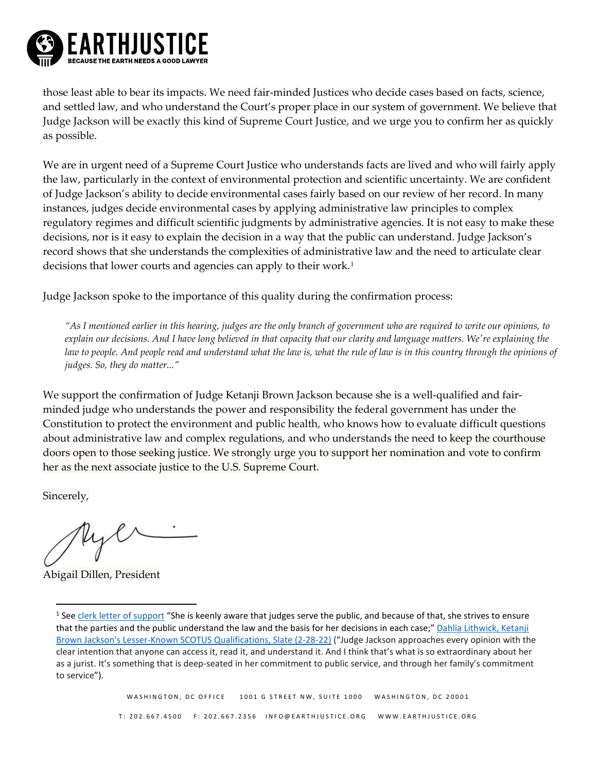those least able to bear its impacts. We need fair-minded Justices who decide cases based on facts, science, and settled law, and who understand the Court's proper place in our system of government. We believe that Judge Jackson will be exactly this kind of Supreme Court Justice, and we urge you to confirm her as quickly as possible.

We are in urgent need of a Supreme Court Justice who understands facts are lived and who will fairly apply the law, particularly in the context of environmental protection and scientific uncertainty. We are confident of Judge Jackson's ability to decide environmental cases fairly based on our review of her record. In many instances, judges decide environmental cases by applying administrative law principles to complex regulatory regimes and difficult scientific judgments by administrative agencies. It is not easy to make these decisions, nor is it easy to explain the decision in a way that the public can understand. Judge Jackson's record shows that she understands the complexities of administrative law and the need to articulate clear decisions that lower courts and agencies can apply to their work.[1]

Judge Jackson spoke to the importance of this quality during the confirmation process:

> *"As I mentioned earlier in this hearing, judges are the only branch of government who are required to write our opinions, to explain our decisions. And I have long believed in that capacity that our clarity and language matters. We're explaining the law to people. And people read and understand what the law is, what the rule of law is in this country through the opinions of judges. So, they do matter..."*

We support the confirmation of Judge Ketanji Brown Jackson because she is a well-qualified and fair-minded judge who understands the power and responsibility the federal government has under the Constitution to protect the environment and public health, who knows how to evaluate difficult questions about administrative law and complex regulations, and who understands the need to keep the courthouse doors open to those seeking justice. We strongly urge you to support her nomination and vote to confirm her as the next associate justice to the U.S. Supreme Court.

Sincerely,

Abigail Dillen, President

---

[1] See clerk letter of support "She is keenly aware that judges serve the public, and because of that, she strives to ensure that the parties and the public understand the law and the basis for her decisions in each case;" Dahlia Lithwick, Ketanji Brown Jackson's Lesser-Known SCOTUS Qualifications, Slate (2-28-22) ("Judge Jackson approaches every opinion with the clear intention that anyone can access it, read it, and understand it. And I think that's what is so extraordinary about her as a jurist. It's something that is deep-seated in her commitment to public service, and through her family's commitment to service").